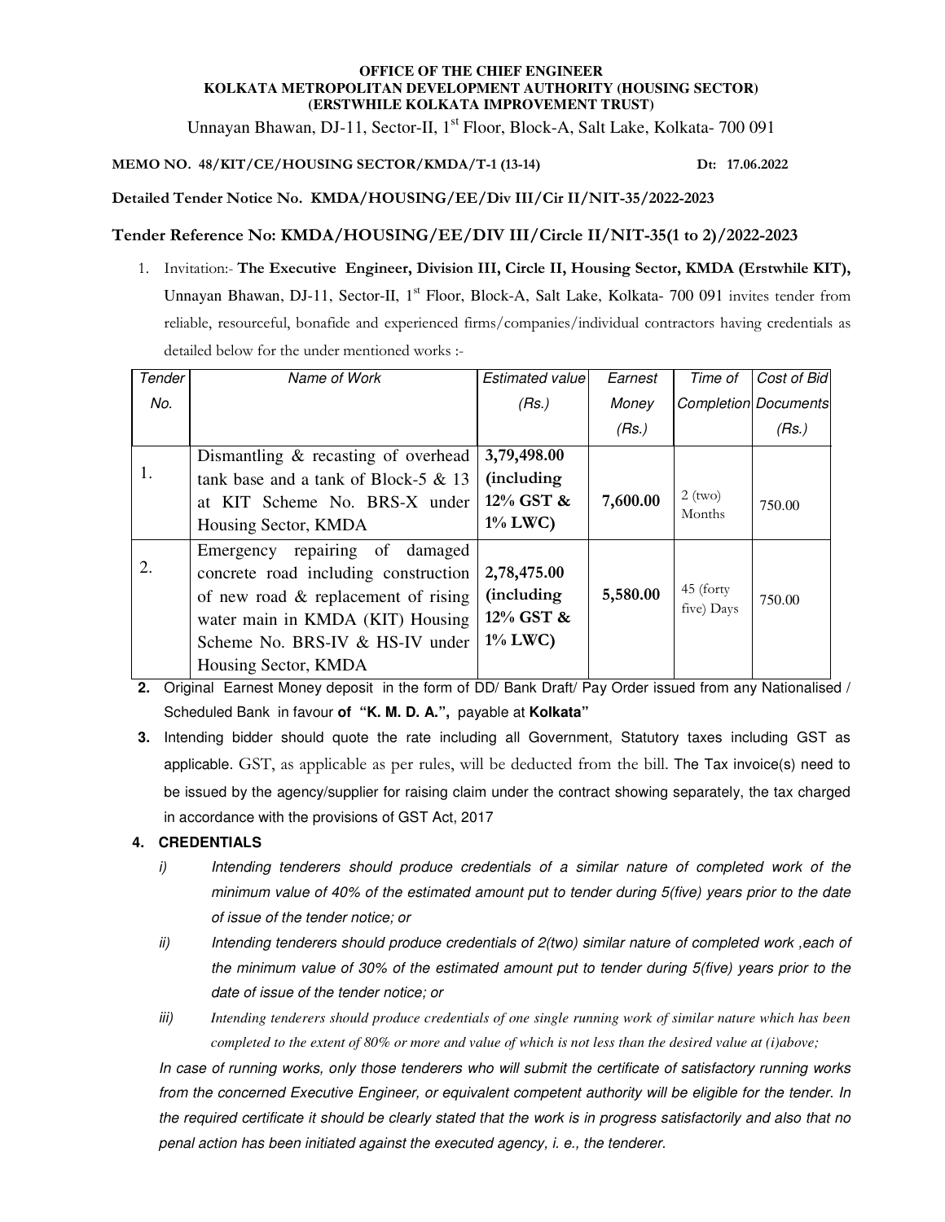**OFFICE OF THE CHIEF ENGINEER**
**KOLKATA METROPOLITAN DEVELOPMENT AUTHORITY (HOUSING SECTOR)**
**(ERSTWHILE KOLKATA IMPROVEMENT TRUST)**

Unnayan Bhawan, DJ-11, Sector-II, 1st Floor, Block-A, Salt Lake, Kolkata- 700 091

**MEMO NO. 48/KIT/CE/HOUSING SECTOR/KMDA/T-1 (13-14)** **Dt: 17.06.2022**

**Detailed Tender Notice No. KMDA/HOUSING/EE/Div III/Cir II/NIT-35/2022-2023**

**Tender Reference No: KMDA/HOUSING/EE/DIV III/Circle II/NIT-35(1 to 2)/2022-2023**

1. Invitation:- **The Executive Engineer, Division III, Circle II, Housing Sector, KMDA (Erstwhile KIT),** Unnayan Bhawan, DJ-11, Sector-II, 1st Floor, Block-A, Salt Lake, Kolkata- 700 091 invites tender from reliable, resourceful, bonafide and experienced firms/companies/individual contractors having credentials as detailed below for the under mentioned works :-

| *Tender No.* | *Name of Work* | *Estimated value (Rs.)* | *Earnest Money (Rs.)* | *Time of Completion* | *Cost of Bid Documents (Rs.)* |
|---|---|---|---|---|---|
| 1. | Dismantling & recasting of overhead tank base and a tank of Block-5 & 13 at KIT Scheme No. BRS-X under Housing Sector, KMDA | **3,79,498.00 (including 12% GST & 1% LWC)** | **7,600.00** | 2 (two) Months | 750.00 |
| 2. | Emergency repairing of damaged concrete road including construction of new road & replacement of rising water main in KMDA (KIT) Housing Scheme No. BRS-IV & HS-IV under Housing Sector, KMDA | **2,78,475.00 (including 12% GST & 1% LWC)** | **5,580.00** | 45 (forty five) Days | 750.00 |

**2.** Original Earnest Money deposit in the form of DD/ Bank Draft/ Pay Order issued from any Nationalised / Scheduled Bank in favour **of "K. M. D. A.",** payable at **Kolkata"**

**3.** Intending bidder should quote the rate including all Government, Statutory taxes including GST as applicable. GST, as applicable as per rules, will be deducted from the bill. The Tax invoice(s) need to be issued by the agency/supplier for raising claim under the contract showing separately, the tax charged in accordance with the provisions of GST Act, 2017

**4. CREDENTIALS**

*i) Intending tenderers should produce credentials of a similar nature of completed work of the minimum value of 40% of the estimated amount put to tender during 5(five) years prior to the date of issue of the tender notice; or*

*ii) Intending tenderers should produce credentials of 2(two) similar nature of completed work ,each of the minimum value of 30% of the estimated amount put to tender during 5(five) years prior to the date of issue of the tender notice; or*

*iii) Intending tenderers should produce credentials of one single running work of similar nature which has been completed to the extent of 80% or more and value of which is not less than the desired value at (i)above;*

*In case of running works, only those tenderers who will submit the certificate of satisfactory running works from the concerned Executive Engineer, or equivalent competent authority will be eligible for the tender. In the required certificate it should be clearly stated that the work is in progress satisfactorily and also that no penal action has been initiated against the executed agency, i. e., the tenderer.*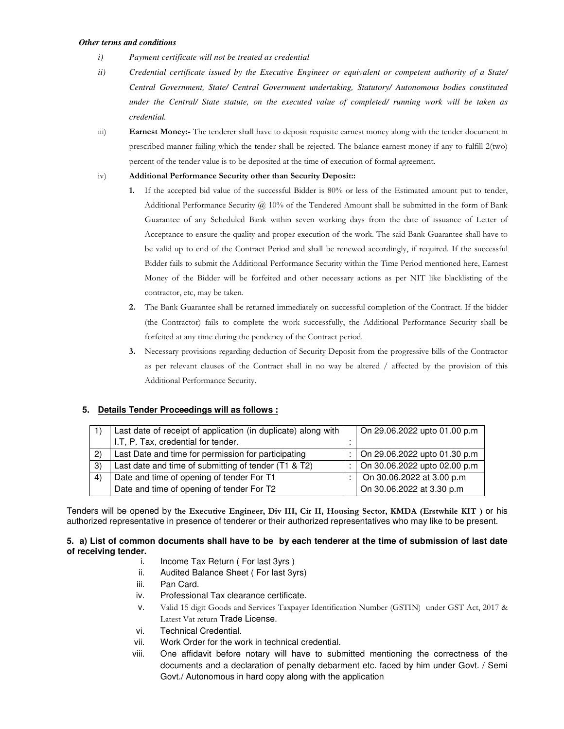***Other terms and conditions***

*i) Payment certificate will not be treated as credential*

*ii) Credential certificate issued by the Executive Engineer or equivalent or competent authority of a State/ Central Government, State/ Central Government undertaking, Statutory/ Autonomous bodies constituted under the Central/ State statute, on the executed value of completed/ running work will be taken as credential.*

iii) **Earnest Money:-** The tenderer shall have to deposit requisite earnest money along with the tender document in prescribed manner failing which the tender shall be rejected. The balance earnest money if any to fulfill 2(two) percent of the tender value is to be deposited at the time of execution of formal agreement.

iv) **Additional Performance Security other than Security Deposit::**

1. If the accepted bid value of the successful Bidder is 80% or less of the Estimated amount put to tender, Additional Performance Security @ 10% of the Tendered Amount shall be submitted in the form of Bank Guarantee of any Scheduled Bank within seven working days from the date of issuance of Letter of Acceptance to ensure the quality and proper execution of the work. The said Bank Guarantee shall have to be valid up to end of the Contract Period and shall be renewed accordingly, if required. If the successful Bidder fails to submit the Additional Performance Security within the Time Period mentioned here, Earnest Money of the Bidder will be forfeited and other necessary actions as per NIT like blacklisting of the contractor, etc, may be taken.
2. The Bank Guarantee shall be returned immediately on successful completion of the Contract. If the bidder (the Contractor) fails to complete the work successfully, the Additional Performance Security shall be forfeited at any time during the pendency of the Contract period.
3. Necessary provisions regarding deduction of Security Deposit from the progressive bills of the Contractor as per relevant clauses of the Contract shall in no way be altered / affected by the provision of this Additional Performance Security.

### 5. Details Tender Proceedings will as follows :

| | | | |
|---|---|---|---|
| 1) | Last date of receipt of application (in duplicate) along with I.T, P. Tax, credential for tender. | : | On 29.06.2022 upto 01.00 p.m |
| 2) | Last Date and time for permission for participating | : | On 29.06.2022 upto 01.30 p.m |
| 3) | Last date and time of submitting of tender (T1 & T2) | : | On 30.06.2022 upto 02.00 p.m |
| 4) | Date and time of opening of tender For T1<br>Date and time of opening of tender For T2 | : | On 30.06.2022 at 3.00 p.m<br>On 30.06.2022 at 3.30 p.m |

Tenders will be opened by **the Executive Engineer, Div III, Cir II, Housing Sector, KMDA (Erstwhile KIT )** or his authorized representative in presence of tenderer or their authorized representatives who may like to be present.

**5. a) List of common documents shall have to be by each tenderer at the time of submission of last date of receiving tender.**

i. Income Tax Return ( For last 3yrs )
ii. Audited Balance Sheet ( For last 3yrs)
iii. Pan Card.
iv. Professional Tax clearance certificate.
v. Valid 15 digit Goods and Services Taxpayer Identification Number (GSTIN) under GST Act, 2017 & Latest Vat return Trade License.
vi. Technical Credential.
vii. Work Order for the work in technical credential.
viii. One affidavit before notary will have to submitted mentioning the correctness of the documents and a declaration of penalty debarment etc. faced by him under Govt. / Semi Govt./ Autonomous in hard copy along with the application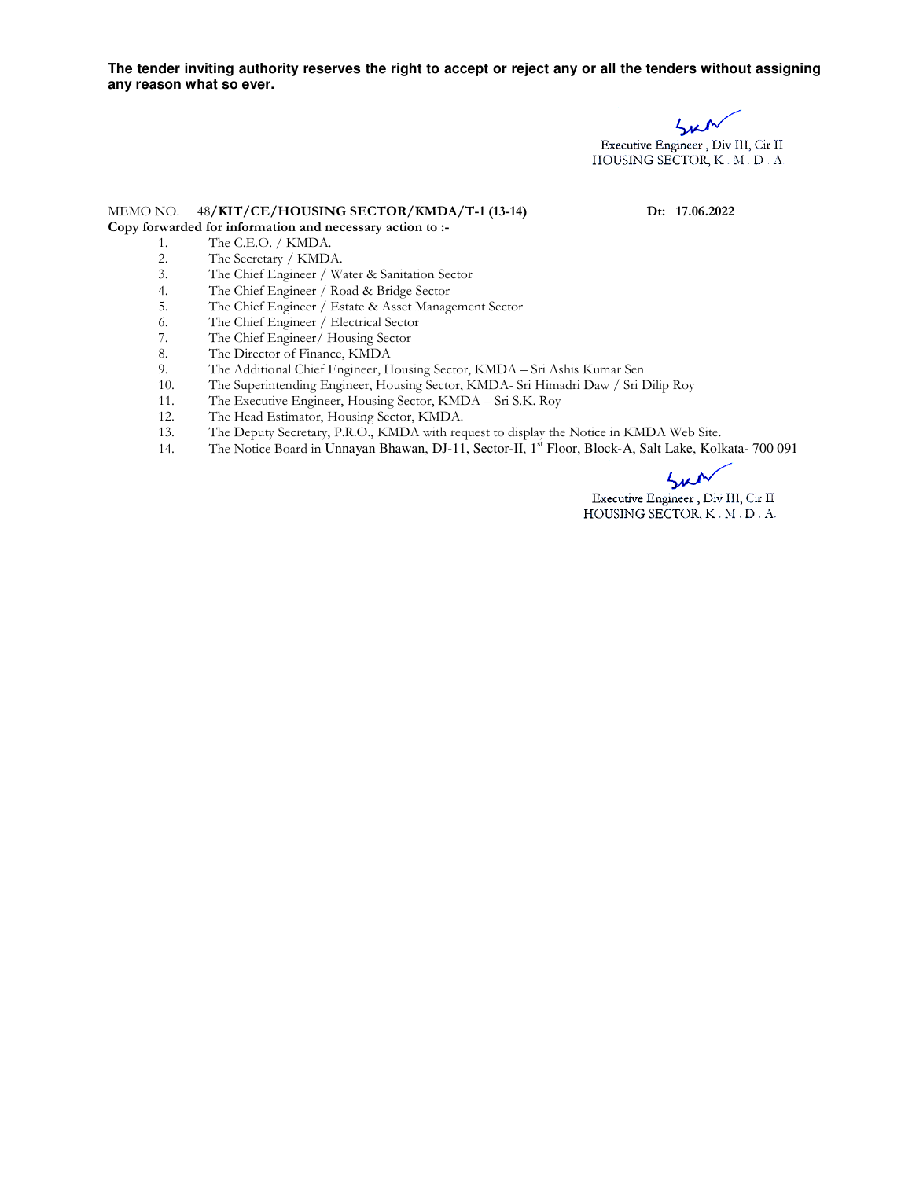**The tender inviting authority reserves the right to accept or reject any or all the tenders without assigning any reason what so ever.**

Executive Engineer , Div III, Cir II
HOUSING SECTOR, K . M . D . A.

MEMO NO. 48**/KIT/CE/HOUSING SECTOR/KMDA/T-1 (13-14)** **Dt: 17.06.2022**

**Copy forwarded for information and necessary action to :-**

1. The C.E.O. / KMDA.
2. The Secretary / KMDA.
3. The Chief Engineer / Water & Sanitation Sector
4. The Chief Engineer / Road & Bridge Sector
5. The Chief Engineer / Estate & Asset Management Sector
6. The Chief Engineer / Electrical Sector
7. The Chief Engineer/ Housing Sector
8. The Director of Finance, KMDA
9. The Additional Chief Engineer, Housing Sector, KMDA – Sri Ashis Kumar Sen
10. The Superintending Engineer, Housing Sector, KMDA- Sri Himadri Daw / Sri Dilip Roy
11. The Executive Engineer, Housing Sector, KMDA – Sri S.K. Roy
12. The Head Estimator, Housing Sector, KMDA.
13. The Deputy Secretary, P.R.O., KMDA with request to display the Notice in KMDA Web Site.
14. The Notice Board in Unnayan Bhawan, DJ-11, Sector-II, 1st Floor, Block-A, Salt Lake, Kolkata- 700 091

Executive Engineer , Div III, Cir II
HOUSING SECTOR, K . M . D . A.